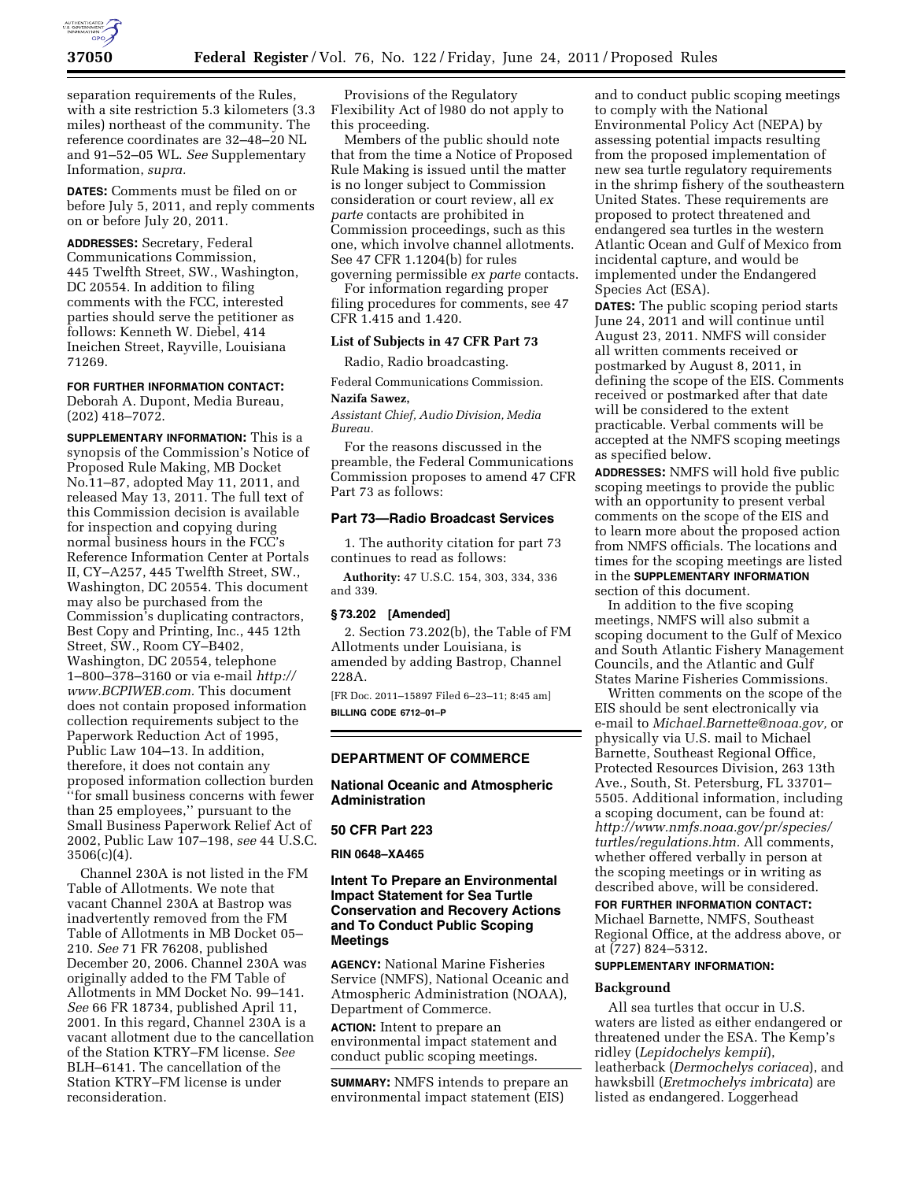separation requirements of the Rules, with a site restriction 5.3 kilometers (3.3 miles) northeast of the community. The reference coordinates are 32–48–20 NL and 91–52–05 WL. *See* Supplementary Information, *supra.*

**DATES:** Comments must be filed on or before July 5, 2011, and reply comments on or before July 20, 2011.

**ADDRESSES:** Secretary, Federal Communications Commission, 445 Twelfth Street, SW., Washington, DC 20554. In addition to filing comments with the FCC, interested parties should serve the petitioner as follows: Kenneth W. Diebel, 414 Ineichen Street, Rayville, Louisiana 71269.

**FOR FURTHER INFORMATION CONTACT:** Deborah A. Dupont, Media Bureau, (202) 418–7072.

**SUPPLEMENTARY INFORMATION:** This is a synopsis of the Commission's Notice of Proposed Rule Making, MB Docket No.11–87, adopted May 11, 2011, and released May 13, 2011. The full text of this Commission decision is available for inspection and copying during normal business hours in the FCC's Reference Information Center at Portals II, CY–A257, 445 Twelfth Street, SW., Washington, DC 20554. This document may also be purchased from the Commission's duplicating contractors, Best Copy and Printing, Inc., 445 12th Street, SW., Room CY–B402, Washington, DC 20554, telephone 1–800–378–3160 or via e-mail *http://www.BCPIWEB.com.* This document does not contain proposed information collection requirements subject to the Paperwork Reduction Act of 1995, Public Law 104–13. In addition, therefore, it does not contain any proposed information collection burden "for small business concerns with fewer than 25 employees," pursuant to the Small Business Paperwork Relief Act of 2002, Public Law 107–198, *see* 44 U.S.C. 3506(c)(4).

Channel 230A is not listed in the FM Table of Allotments. We note that vacant Channel 230A at Bastrop was inadvertently removed from the FM Table of Allotments in MB Docket 05–210. *See* 71 FR 76208, published December 20, 2006. Channel 230A was originally added to the FM Table of Allotments in MM Docket No. 99–141. *See* 66 FR 18734, published April 11, 2001. In this regard, Channel 230A is a vacant allotment due to the cancellation of the Station KTRY–FM license. *See* BLH–6141. The cancellation of the Station KTRY–FM license is under reconsideration.

Provisions of the Regulatory Flexibility Act of l980 do not apply to this proceeding.

Members of the public should note that from the time a Notice of Proposed Rule Making is issued until the matter is no longer subject to Commission consideration or court review, all *ex parte* contacts are prohibited in Commission proceedings, such as this one, which involve channel allotments. See 47 CFR 1.1204(b) for rules governing permissible *ex parte* contacts.

For information regarding proper filing procedures for comments, see 47 CFR 1.415 and 1.420.

**List of Subjects in 47 CFR Part 73**

Radio, Radio broadcasting.

Federal Communications Commission.

**Nazifa Sawez,**

*Assistant Chief, Audio Division, Media Bureau.*

For the reasons discussed in the preamble, the Federal Communications Commission proposes to amend 47 CFR Part 73 as follows:

### Part 73—Radio Broadcast Services

1. The authority citation for part 73 continues to read as follows:

**Authority:** 47 U.S.C. 154, 303, 334, 336 and 339.

### § 73.202 [Amended]

2. Section 73.202(b), the Table of FM Allotments under Louisiana, is amended by adding Bastrop, Channel 228A.

[FR Doc. 2011–15897 Filed 6–23–11; 8:45 am]

**BILLING CODE 6712–01–P**

## DEPARTMENT OF COMMERCE

### National Oceanic and Atmospheric Administration

### 50 CFR Part 223

### RIN 0648–XA465

### Intent To Prepare an Environmental Impact Statement for Sea Turtle Conservation and Recovery Actions and To Conduct Public Scoping Meetings

**AGENCY:** National Marine Fisheries Service (NMFS), National Oceanic and Atmospheric Administration (NOAA), Department of Commerce.

**ACTION:** Intent to prepare an environmental impact statement and conduct public scoping meetings.

**SUMMARY:** NMFS intends to prepare an environmental impact statement (EIS) and to conduct public scoping meetings to comply with the National Environmental Policy Act (NEPA) by assessing potential impacts resulting from the proposed implementation of new sea turtle regulatory requirements in the shrimp fishery of the southeastern United States. These requirements are proposed to protect threatened and endangered sea turtles in the western Atlantic Ocean and Gulf of Mexico from incidental capture, and would be implemented under the Endangered Species Act (ESA).

**DATES:** The public scoping period starts June 24, 2011 and will continue until August 23, 2011. NMFS will consider all written comments received or postmarked by August 8, 2011, in defining the scope of the EIS. Comments received or postmarked after that date will be considered to the extent practicable. Verbal comments will be accepted at the NMFS scoping meetings as specified below.

**ADDRESSES:** NMFS will hold five public scoping meetings to provide the public with an opportunity to present verbal comments on the scope of the EIS and to learn more about the proposed action from NMFS officials. The locations and times for the scoping meetings are listed in the **SUPPLEMENTARY INFORMATION** section of this document.

In addition to the five scoping meetings, NMFS will also submit a scoping document to the Gulf of Mexico and South Atlantic Fishery Management Councils, and the Atlantic and Gulf States Marine Fisheries Commissions.

Written comments on the scope of the EIS should be sent electronically via e-mail to *Michael.Barnette@noaa.gov,* or physically via U.S. mail to Michael Barnette, Southeast Regional Office, Protected Resources Division, 263 13th Ave., South, St. Petersburg, FL 33701–5505. Additional information, including a scoping document, can be found at: *http://www.nmfs.noaa.gov/pr/species/turtles/regulations.htm.* All comments, whether offered verbally in person at the scoping meetings or in writing as described above, will be considered.

**FOR FURTHER INFORMATION CONTACT:** Michael Barnette, NMFS, Southeast Regional Office, at the address above, or at (727) 824–5312.

**SUPPLEMENTARY INFORMATION:**

**Background**

All sea turtles that occur in U.S. waters are listed as either endangered or threatened under the ESA. The Kemp's ridley (*Lepidochelys kempii*), leatherback (*Dermochelys coriacea*), and hawksbill (*Eretmochelys imbricata*) are listed as endangered. Loggerhead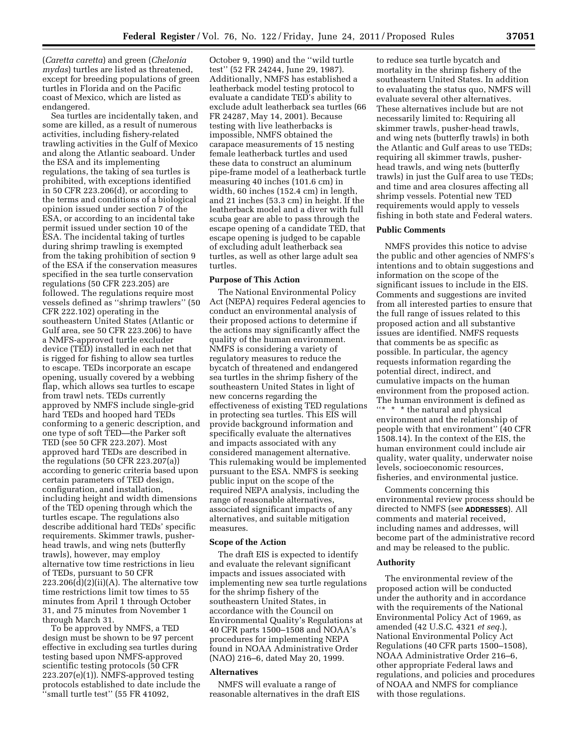(*Caretta caretta*) and green (*Chelonia mydas*) turtles are listed as threatened, except for breeding populations of green turtles in Florida and on the Pacific coast of Mexico, which are listed as endangered.

Sea turtles are incidentally taken, and some are killed, as a result of numerous activities, including fishery-related trawling activities in the Gulf of Mexico and along the Atlantic seaboard. Under the ESA and its implementing regulations, the taking of sea turtles is prohibited, with exceptions identified in 50 CFR 223.206(d), or according to the terms and conditions of a biological opinion issued under section 7 of the ESA, or according to an incidental take permit issued under section 10 of the ESA. The incidental taking of turtles during shrimp trawling is exempted from the taking prohibition of section 9 of the ESA if the conservation measures specified in the sea turtle conservation regulations (50 CFR 223.205) are followed. The regulations require most vessels defined as ''shrimp trawlers'' (50 CFR 222.102) operating in the southeastern United States (Atlantic or Gulf area, see 50 CFR 223.206) to have a NMFS-approved turtle excluder device (TED) installed in each net that is rigged for fishing to allow sea turtles to escape. TEDs incorporate an escape opening, usually covered by a webbing flap, which allows sea turtles to escape from trawl nets. TEDs currently approved by NMFS include single-grid hard TEDs and hooped hard TEDs conforming to a generic description, and one type of soft TED—the Parker soft TED (see 50 CFR 223.207). Most approved hard TEDs are described in the regulations (50 CFR 223.207(a)) according to generic criteria based upon certain parameters of TED design, configuration, and installation, including height and width dimensions of the TED opening through which the turtles escape. The regulations also describe additional hard TEDs' specific requirements. Skimmer trawls, pusher-head trawls, and wing nets (butterfly trawls), however, may employ alternative tow time restrictions in lieu of TEDs, pursuant to 50 CFR 223.206(d)(2)(ii)(A). The alternative tow time restrictions limit tow times to 55 minutes from April 1 through October 31, and 75 minutes from November 1 through March 31.

To be approved by NMFS, a TED design must be shown to be 97 percent effective in excluding sea turtles during testing based upon NMFS-approved scientific testing protocols (50 CFR 223.207(e)(1)). NMFS-approved testing protocols established to date include the ''small turtle test'' (55 FR 41092, October 9, 1990) and the ''wild turtle test'' (52 FR 24244, June 29, 1987). Additionally, NMFS has established a leatherback model testing protocol to evaluate a candidate TED's ability to exclude adult leatherback sea turtles (66 FR 24287, May 14, 2001). Because testing with live leatherbacks is impossible, NMFS obtained the carapace measurements of 15 nesting female leatherback turtles and used these data to construct an aluminum pipe-frame model of a leatherback turtle measuring 40 inches (101.6 cm) in width, 60 inches (152.4 cm) in length, and 21 inches (53.3 cm) in height. If the leatherback model and a diver with full scuba gear are able to pass through the escape opening of a candidate TED, that escape opening is judged to be capable of excluding adult leatherback sea turtles, as well as other large adult sea turtles.

## Purpose of This Action

The National Environmental Policy Act (NEPA) requires Federal agencies to conduct an environmental analysis of their proposed actions to determine if the actions may significantly affect the quality of the human environment. NMFS is considering a variety of regulatory measures to reduce the bycatch of threatened and endangered sea turtles in the shrimp fishery of the southeastern United States in light of new concerns regarding the effectiveness of existing TED regulations in protecting sea turtles. This EIS will provide background information and specifically evaluate the alternatives and impacts associated with any considered management alternative. This rulemaking would be implemented pursuant to the ESA. NMFS is seeking public input on the scope of the required NEPA analysis, including the range of reasonable alternatives, associated significant impacts of any alternatives, and suitable mitigation measures.

## Scope of the Action

The draft EIS is expected to identify and evaluate the relevant significant impacts and issues associated with implementing new sea turtle regulations for the shrimp fishery of the southeastern United States, in accordance with the Council on Environmental Quality's Regulations at 40 CFR parts 1500–1508 and NOAA's procedures for implementing NEPA found in NOAA Administrative Order (NAO) 216–6, dated May 20, 1999.

## Alternatives

NMFS will evaluate a range of reasonable alternatives in the draft EIS to reduce sea turtle bycatch and mortality in the shrimp fishery of the southeastern United States. In addition to evaluating the status quo, NMFS will evaluate several other alternatives. These alternatives include but are not necessarily limited to: Requiring all skimmer trawls, pusher-head trawls, and wing nets (butterfly trawls) in both the Atlantic and Gulf areas to use TEDs; requiring all skimmer trawls, pusher-head trawls, and wing nets (butterfly trawls) in just the Gulf area to use TEDs; and time and area closures affecting all shrimp vessels. Potential new TED requirements would apply to vessels fishing in both state and Federal waters.

## Public Comments

NMFS provides this notice to advise the public and other agencies of NMFS's intentions and to obtain suggestions and information on the scope of the significant issues to include in the EIS. Comments and suggestions are invited from all interested parties to ensure that the full range of issues related to this proposed action and all substantive issues are identified. NMFS requests that comments be as specific as possible. In particular, the agency requests information regarding the potential direct, indirect, and cumulative impacts on the human environment from the proposed action. The human environment is defined as ''* * * the natural and physical environment and the relationship of people with that environment'' (40 CFR 1508.14). In the context of the EIS, the human environment could include air quality, water quality, underwater noise levels, socioeconomic resources, fisheries, and environmental justice.

Comments concerning this environmental review process should be directed to NMFS (see **ADDRESSES**). All comments and material received, including names and addresses, will become part of the administrative record and may be released to the public.

## Authority

The environmental review of the proposed action will be conducted under the authority and in accordance with the requirements of the National Environmental Policy Act of 1969, as amended (42 U.S.C. 4321 *et seq.*), National Environmental Policy Act Regulations (40 CFR parts 1500–1508), NOAA Administrative Order 216–6, other appropriate Federal laws and regulations, and policies and procedures of NOAA and NMFS for compliance with those regulations.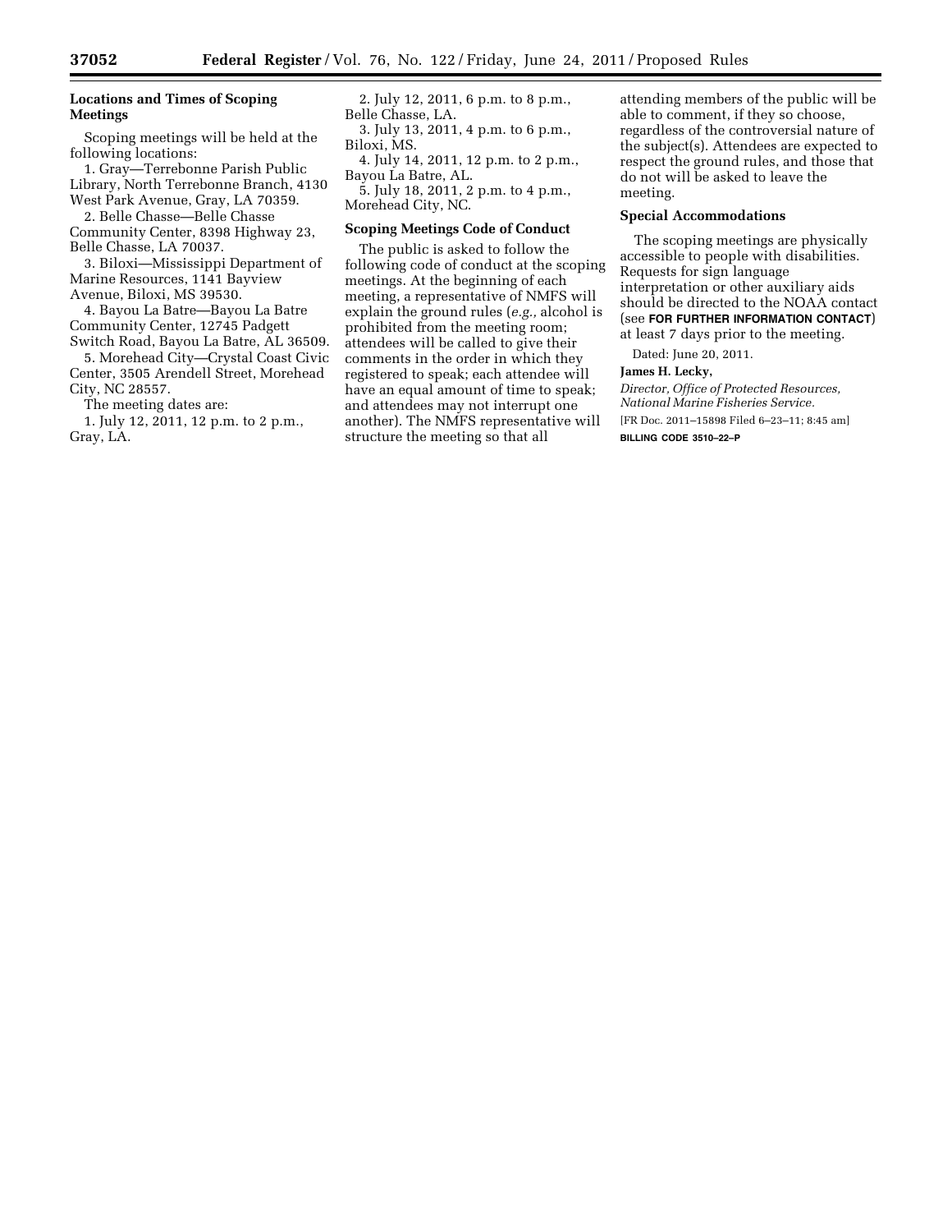**Locations and Times of Scoping Meetings**

Scoping meetings will be held at the following locations:

1. Gray—Terrebonne Parish Public Library, North Terrebonne Branch, 4130 West Park Avenue, Gray, LA 70359.
2. Belle Chasse—Belle Chasse Community Center, 8398 Highway 23, Belle Chasse, LA 70037.
3. Biloxi—Mississippi Department of Marine Resources, 1141 Bayview Avenue, Biloxi, MS 39530.
4. Bayou La Batre—Bayou La Batre Community Center, 12745 Padgett Switch Road, Bayou La Batre, AL 36509.
5. Morehead City—Crystal Coast Civic Center, 3505 Arendell Street, Morehead City, NC 28557.

The meeting dates are:

1. July 12, 2011, 12 p.m. to 2 p.m., Gray, LA.
2. July 12, 2011, 6 p.m. to 8 p.m., Belle Chasse, LA.
3. July 13, 2011, 4 p.m. to 6 p.m., Biloxi, MS.
4. July 14, 2011, 12 p.m. to 2 p.m., Bayou La Batre, AL.
5. July 18, 2011, 2 p.m. to 4 p.m., Morehead City, NC.

**Scoping Meetings Code of Conduct**

The public is asked to follow the following code of conduct at the scoping meetings. At the beginning of each meeting, a representative of NMFS will explain the ground rules (*e.g.,* alcohol is prohibited from the meeting room; attendees will be called to give their comments in the order in which they registered to speak; each attendee will have an equal amount of time to speak; and attendees may not interrupt one another). The NMFS representative will structure the meeting so that all attending members of the public will be able to comment, if they so choose, regardless of the controversial nature of the subject(s). Attendees are expected to respect the ground rules, and those that do not will be asked to leave the meeting.

**Special Accommodations**

The scoping meetings are physically accessible to people with disabilities. Requests for sign language interpretation or other auxiliary aids should be directed to the NOAA contact (see **FOR FURTHER INFORMATION CONTACT**) at least 7 days prior to the meeting.

Dated: June 20, 2011.

**James H. Lecky,**

*Director, Office of Protected Resources, National Marine Fisheries Service.*

[FR Doc. 2011–15898 Filed 6–23–11; 8:45 am]

**BILLING CODE 3510–22–P**